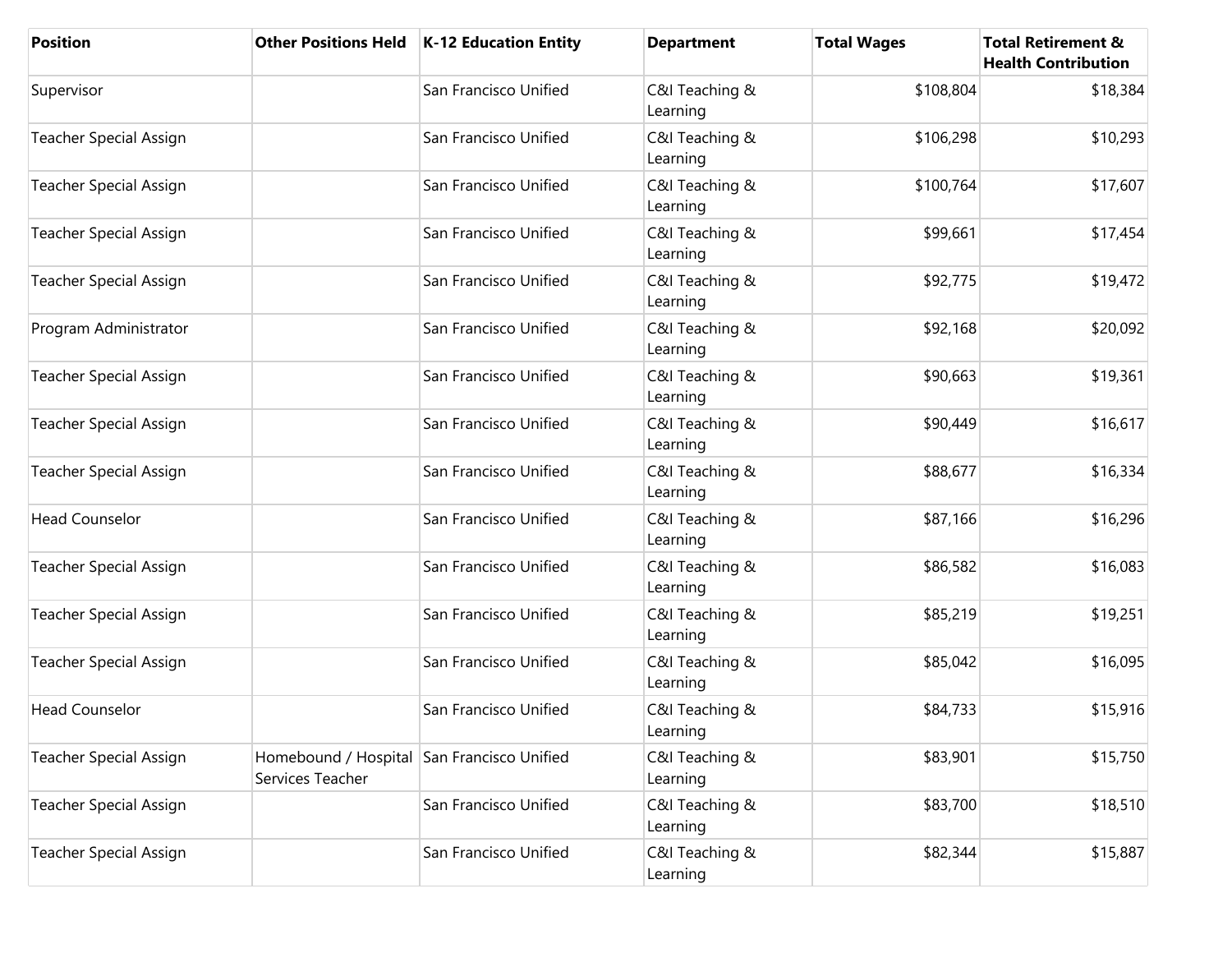| Position | Other Positions Held | K-12 Education Entity | Department | Total Wages | Total Retirement & Health Contribution |
|---|---|---|---|---|---|
| Supervisor | | San Francisco Unified | C&I Teaching & Learning | $108,804 | $18,384 |
| Teacher Special Assign | | San Francisco Unified | C&I Teaching & Learning | $106,298 | $10,293 |
| Teacher Special Assign | | San Francisco Unified | C&I Teaching & Learning | $100,764 | $17,607 |
| Teacher Special Assign | | San Francisco Unified | C&I Teaching & Learning | $99,661 | $17,454 |
| Teacher Special Assign | | San Francisco Unified | C&I Teaching & Learning | $92,775 | $19,472 |
| Program Administrator | | San Francisco Unified | C&I Teaching & Learning | $92,168 | $20,092 |
| Teacher Special Assign | | San Francisco Unified | C&I Teaching & Learning | $90,663 | $19,361 |
| Teacher Special Assign | | San Francisco Unified | C&I Teaching & Learning | $90,449 | $16,617 |
| Teacher Special Assign | | San Francisco Unified | C&I Teaching & Learning | $88,677 | $16,334 |
| Head Counselor | | San Francisco Unified | C&I Teaching & Learning | $87,166 | $16,296 |
| Teacher Special Assign | | San Francisco Unified | C&I Teaching & Learning | $86,582 | $16,083 |
| Teacher Special Assign | | San Francisco Unified | C&I Teaching & Learning | $85,219 | $19,251 |
| Teacher Special Assign | | San Francisco Unified | C&I Teaching & Learning | $85,042 | $16,095 |
| Head Counselor | | San Francisco Unified | C&I Teaching & Learning | $84,733 | $15,916 |
| Teacher Special Assign | Homebound / Hospital Services Teacher | San Francisco Unified | C&I Teaching & Learning | $83,901 | $15,750 |
| Teacher Special Assign | | San Francisco Unified | C&I Teaching & Learning | $83,700 | $18,510 |
| Teacher Special Assign | | San Francisco Unified | C&I Teaching & Learning | $82,344 | $15,887 |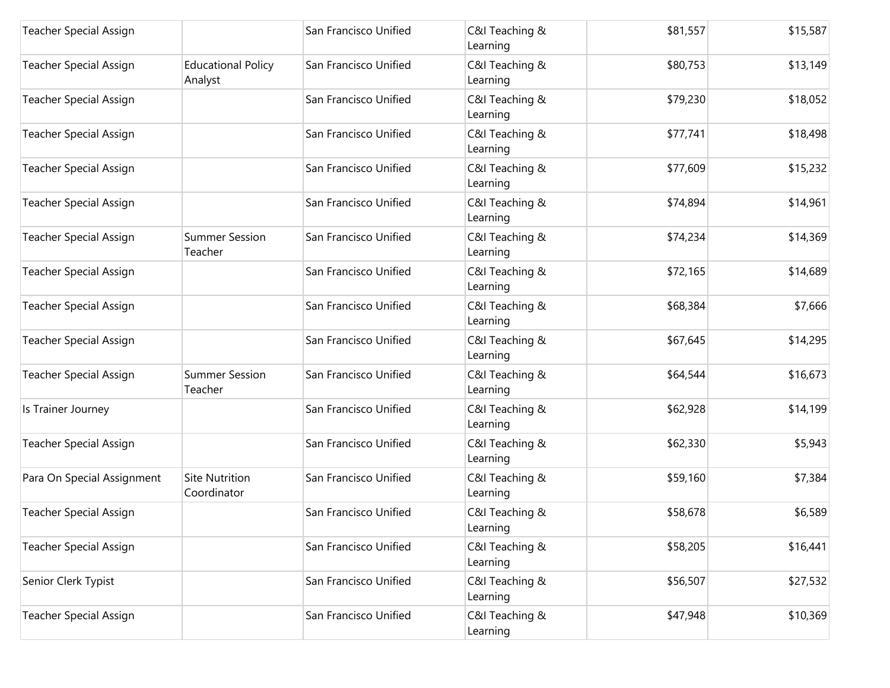| | | | | | |
|---|---|---|---|---|---|
| Teacher Special Assign | | San Francisco Unified | C&I Teaching & Learning | $81,557 | $15,587 |
| Teacher Special Assign | Educational Policy Analyst | San Francisco Unified | C&I Teaching & Learning | $80,753 | $13,149 |
| Teacher Special Assign | | San Francisco Unified | C&I Teaching & Learning | $79,230 | $18,052 |
| Teacher Special Assign | | San Francisco Unified | C&I Teaching & Learning | $77,741 | $18,498 |
| Teacher Special Assign | | San Francisco Unified | C&I Teaching & Learning | $77,609 | $15,232 |
| Teacher Special Assign | | San Francisco Unified | C&I Teaching & Learning | $74,894 | $14,961 |
| Teacher Special Assign | Summer Session Teacher | San Francisco Unified | C&I Teaching & Learning | $74,234 | $14,369 |
| Teacher Special Assign | | San Francisco Unified | C&I Teaching & Learning | $72,165 | $14,689 |
| Teacher Special Assign | | San Francisco Unified | C&I Teaching & Learning | $68,384 | $7,666 |
| Teacher Special Assign | | San Francisco Unified | C&I Teaching & Learning | $67,645 | $14,295 |
| Teacher Special Assign | Summer Session Teacher | San Francisco Unified | C&I Teaching & Learning | $64,544 | $16,673 |
| Is Trainer Journey | | San Francisco Unified | C&I Teaching & Learning | $62,928 | $14,199 |
| Teacher Special Assign | | San Francisco Unified | C&I Teaching & Learning | $62,330 | $5,943 |
| Para On Special Assignment | Site Nutrition Coordinator | San Francisco Unified | C&I Teaching & Learning | $59,160 | $7,384 |
| Teacher Special Assign | | San Francisco Unified | C&I Teaching & Learning | $58,678 | $6,589 |
| Teacher Special Assign | | San Francisco Unified | C&I Teaching & Learning | $58,205 | $16,441 |
| Senior Clerk Typist | | San Francisco Unified | C&I Teaching & Learning | $56,507 | $27,532 |
| Teacher Special Assign | | San Francisco Unified | C&I Teaching & Learning | $47,948 | $10,369 |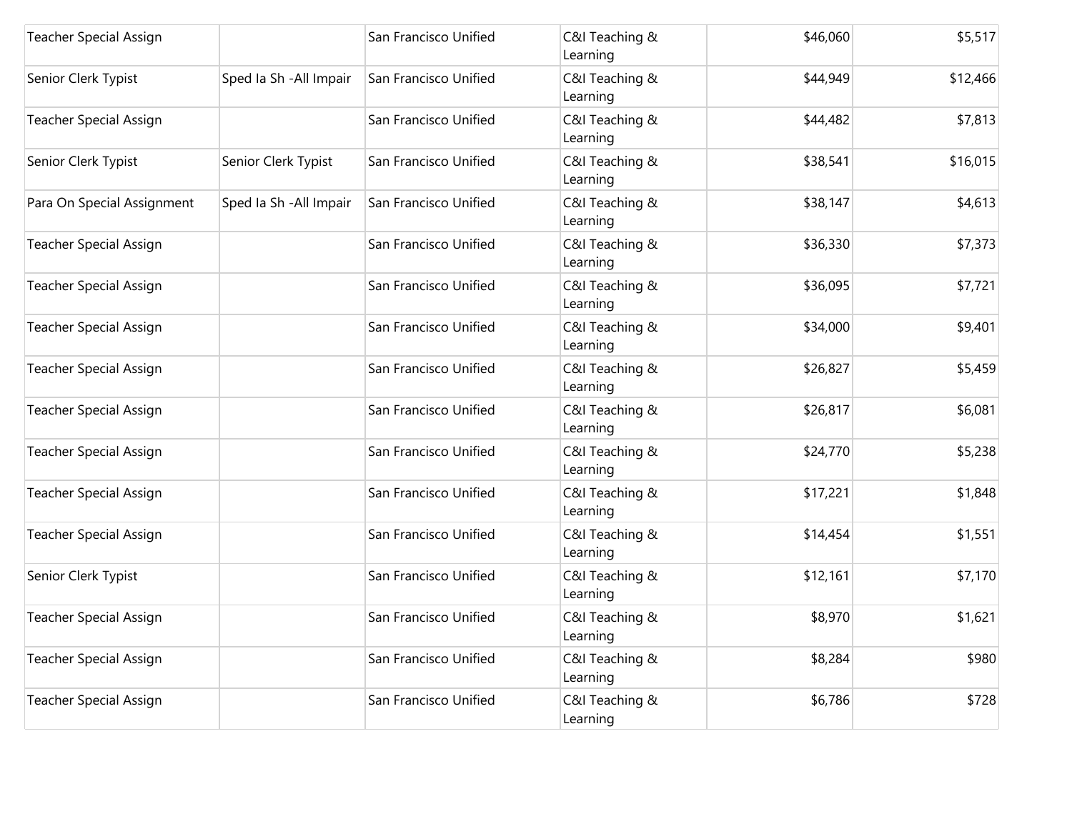| | | | | | |
|---|---|---|---|---|---|
| Teacher Special Assign | | San Francisco Unified | C&I Teaching & Learning | $46,060 | $5,517 |
| Senior Clerk Typist | Sped Ia Sh -All Impair | San Francisco Unified | C&I Teaching & Learning | $44,949 | $12,466 |
| Teacher Special Assign | | San Francisco Unified | C&I Teaching & Learning | $44,482 | $7,813 |
| Senior Clerk Typist | Senior Clerk Typist | San Francisco Unified | C&I Teaching & Learning | $38,541 | $16,015 |
| Para On Special Assignment | Sped Ia Sh -All Impair | San Francisco Unified | C&I Teaching & Learning | $38,147 | $4,613 |
| Teacher Special Assign | | San Francisco Unified | C&I Teaching & Learning | $36,330 | $7,373 |
| Teacher Special Assign | | San Francisco Unified | C&I Teaching & Learning | $36,095 | $7,721 |
| Teacher Special Assign | | San Francisco Unified | C&I Teaching & Learning | $34,000 | $9,401 |
| Teacher Special Assign | | San Francisco Unified | C&I Teaching & Learning | $26,827 | $5,459 |
| Teacher Special Assign | | San Francisco Unified | C&I Teaching & Learning | $26,817 | $6,081 |
| Teacher Special Assign | | San Francisco Unified | C&I Teaching & Learning | $24,770 | $5,238 |
| Teacher Special Assign | | San Francisco Unified | C&I Teaching & Learning | $17,221 | $1,848 |
| Teacher Special Assign | | San Francisco Unified | C&I Teaching & Learning | $14,454 | $1,551 |
| Senior Clerk Typist | | San Francisco Unified | C&I Teaching & Learning | $12,161 | $7,170 |
| Teacher Special Assign | | San Francisco Unified | C&I Teaching & Learning | $8,970 | $1,621 |
| Teacher Special Assign | | San Francisco Unified | C&I Teaching & Learning | $8,284 | $980 |
| Teacher Special Assign | | San Francisco Unified | C&I Teaching & Learning | $6,786 | $728 |